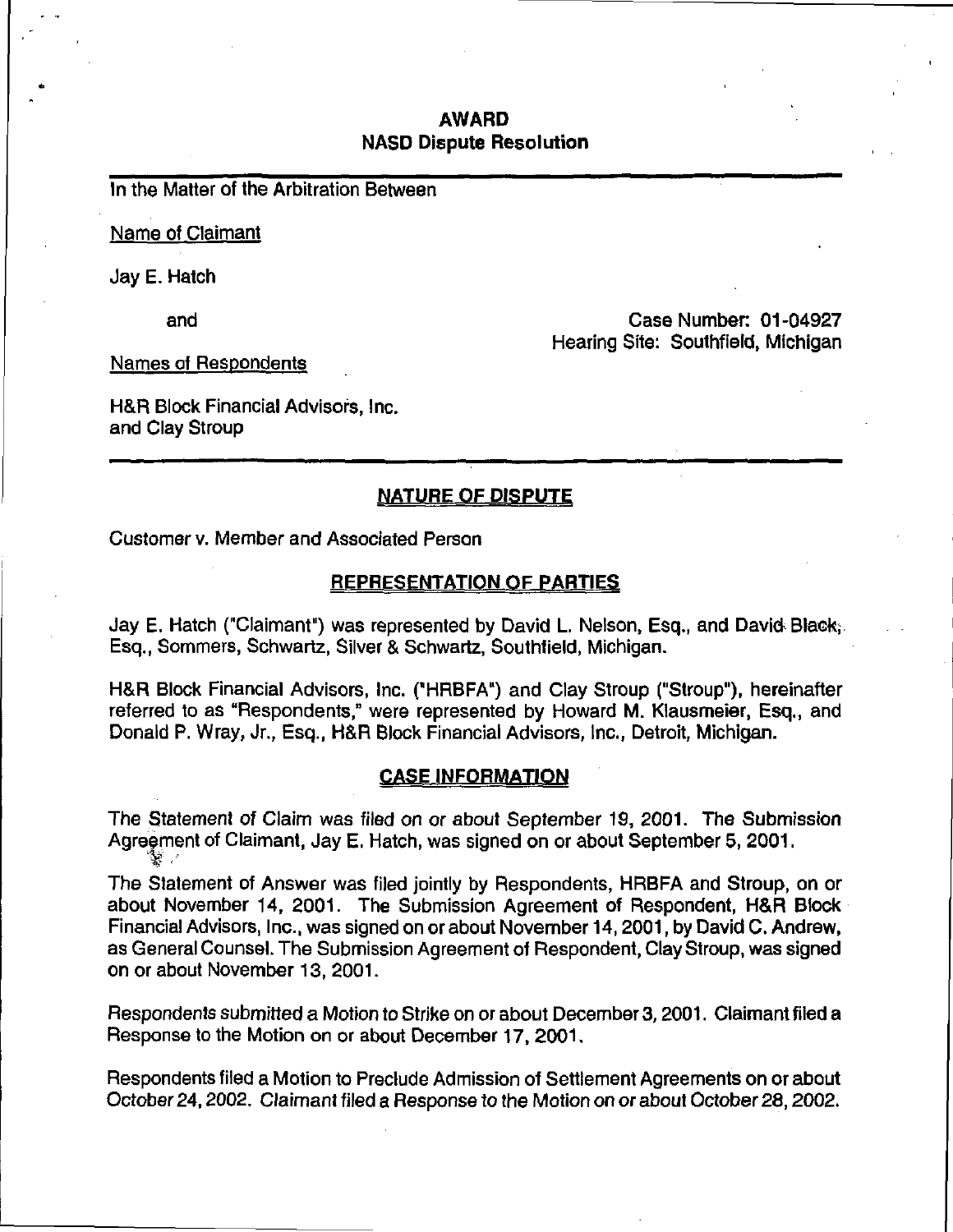# AWARD
## NASD Dispute Resolution

In the Matter of the Arbitration Between

Name of Claimant

Jay E. Hatch

and

Case Number: 01-04927
Hearing Site: Southfield, Michigan

Names of Respondents

H&R Block Financial Advisors, Inc.
and Clay Stroup

## NATURE OF DISPUTE

Customer v. Member and Associated Person

## REPRESENTATION OF PARTIES

Jay E. Hatch ("Claimant") was represented by David L. Nelson, Esq., and David Black, Esq., Sommers, Schwartz, Silver & Schwartz, Southfield, Michigan.

H&R Block Financial Advisors, Inc. ("HRBFA") and Clay Stroup ("Stroup"), hereinafter referred to as "Respondents," were represented by Howard M. Klausmeier, Esq., and Donald P. Wray, Jr., Esq., H&R Block Financial Advisors, Inc., Detroit, Michigan.

## CASE INFORMATION

The Statement of Claim was filed on or about September 19, 2001. The Submission Agreement of Claimant, Jay E. Hatch, was signed on or about September 5, 2001.

The Statement of Answer was filed jointly by Respondents, HRBFA and Stroup, on or about November 14, 2001. The Submission Agreement of Respondent, H&R Block Financial Advisors, Inc., was signed on or about November 14, 2001, by David C. Andrew, as General Counsel. The Submission Agreement of Respondent, Clay Stroup, was signed on or about November 13, 2001.

Respondents submitted a Motion to Strike on or about December 3, 2001. Claimant filed a Response to the Motion on or about December 17, 2001.

Respondents filed a Motion to Preclude Admission of Settlement Agreements on or about October 24, 2002. Claimant filed a Response to the Motion on or about October 28, 2002.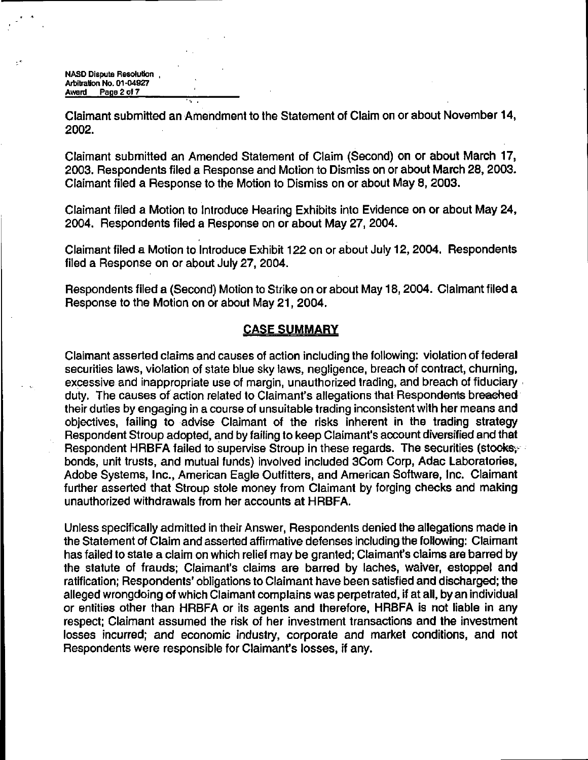Claimant submitted an Amendment to the Statement of Claim on or about November 14, 2002.

Claimant submitted an Amended Statement of Claim (Second) on or about March 17, 2003. Respondents filed a Response and Motion to Dismiss on or about March 28, 2003. Claimant filed a Response to the Motion to Dismiss on or about May 8, 2003.

Claimant filed a Motion to Introduce Hearing Exhibits into Evidence on or about May 24, 2004. Respondents filed a Response on or about May 27, 2004.

Claimant filed a Motion to Introduce Exhibit 122 on or about July 12, 2004. Respondents filed a Response on or about July 27, 2004.

Respondents filed a (Second) Motion to Strike on or about May 18, 2004. Claimant filed a Response to the Motion on or about May 21, 2004.

## CASE SUMMARY

Claimant asserted claims and causes of action including the following: violation of federal securities laws, violation of state blue sky laws, negligence, breach of contract, churning, excessive and inappropriate use of margin, unauthorized trading, and breach of fiduciary duty. The causes of action related to Claimant's allegations that Respondents breached their duties by engaging in a course of unsuitable trading inconsistent with her means and objectives, failing to advise Claimant of the risks inherent in the trading strategy Respondent Stroup adopted, and by failing to keep Claimant's account diversified and that Respondent HRBFA failed to supervise Stroup in these regards. The securities (stocks, bonds, unit trusts, and mutual funds) involved included 3Com Corp, Adac Laboratories, Adobe Systems, Inc., American Eagle Outfitters, and American Software, Inc. Claimant further asserted that Stroup stole money from Claimant by forging checks and making unauthorized withdrawals from her accounts at HRBFA.

Unless specifically admitted in their Answer, Respondents denied the allegations made in the Statement of Claim and asserted affirmative defenses including the following: Claimant has failed to state a claim on which relief may be granted; Claimant's claims are barred by the statute of frauds; Claimant's claims are barred by laches, waiver, estoppel and ratification; Respondents' obligations to Claimant have been satisfied and discharged; the alleged wrongdoing of which Claimant complains was perpetrated, if at all, by an individual or entities other than HRBFA or its agents and therefore, HRBFA is not liable in any respect; Claimant assumed the risk of her investment transactions and the investment losses incurred; and economic industry, corporate and market conditions, and not Respondents were responsible for Claimant's losses, if any.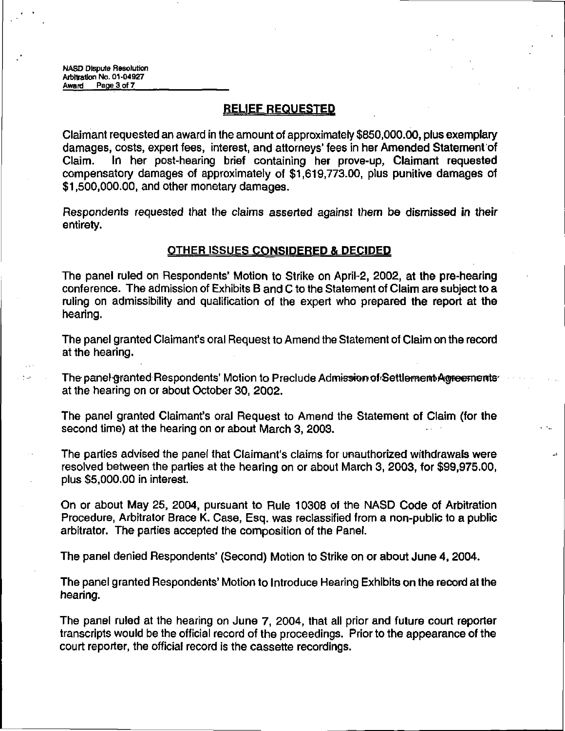## RELIEF REQUESTED

Claimant requested an award in the amount of approximately $850,000.00, plus exemplary damages, costs, expert fees, interest, and attorneys' fees in her Amended Statement of Claim. In her post-hearing brief containing her prove-up, Claimant requested compensatory damages of approximately of $1,619,773.00, plus punitive damages of $1,500,000.00, and other monetary damages.

Respondents requested that the claims asserted against them be dismissed in their entirety.

## OTHER ISSUES CONSIDERED & DECIDED

The panel ruled on Respondents' Motion to Strike on April 2, 2002, at the pre-hearing conference. The admission of Exhibits B and C to the Statement of Claim are subject to a ruling on admissibility and qualification of the expert who prepared the report at the hearing.

The panel granted Claimant's oral Request to Amend the Statement of Claim on the record at the hearing.

The panel granted Respondents' Motion to Preclude Admission of Settlement Agreements at the hearing on or about October 30, 2002.

The panel granted Claimant's oral Request to Amend the Statement of Claim (for the second time) at the hearing on or about March 3, 2003.

The parties advised the panel that Claimant's claims for unauthorized withdrawals were resolved between the parties at the hearing on or about March 3, 2003, for $99,975.00, plus $5,000.00 in interest.

On or about May 25, 2004, pursuant to Rule 10308 of the NASD Code of Arbitration Procedure, Arbitrator Brace K. Case, Esq. was reclassified from a non-public to a public arbitrator. The parties accepted the composition of the Panel.

The panel denied Respondents' (Second) Motion to Strike on or about June 4, 2004.

The panel granted Respondents' Motion to Introduce Hearing Exhibits on the record at the hearing.

The panel ruled at the hearing on June 7, 2004, that all prior and future court reporter transcripts would be the official record of the proceedings. Prior to the appearance of the court reporter, the official record is the cassette recordings.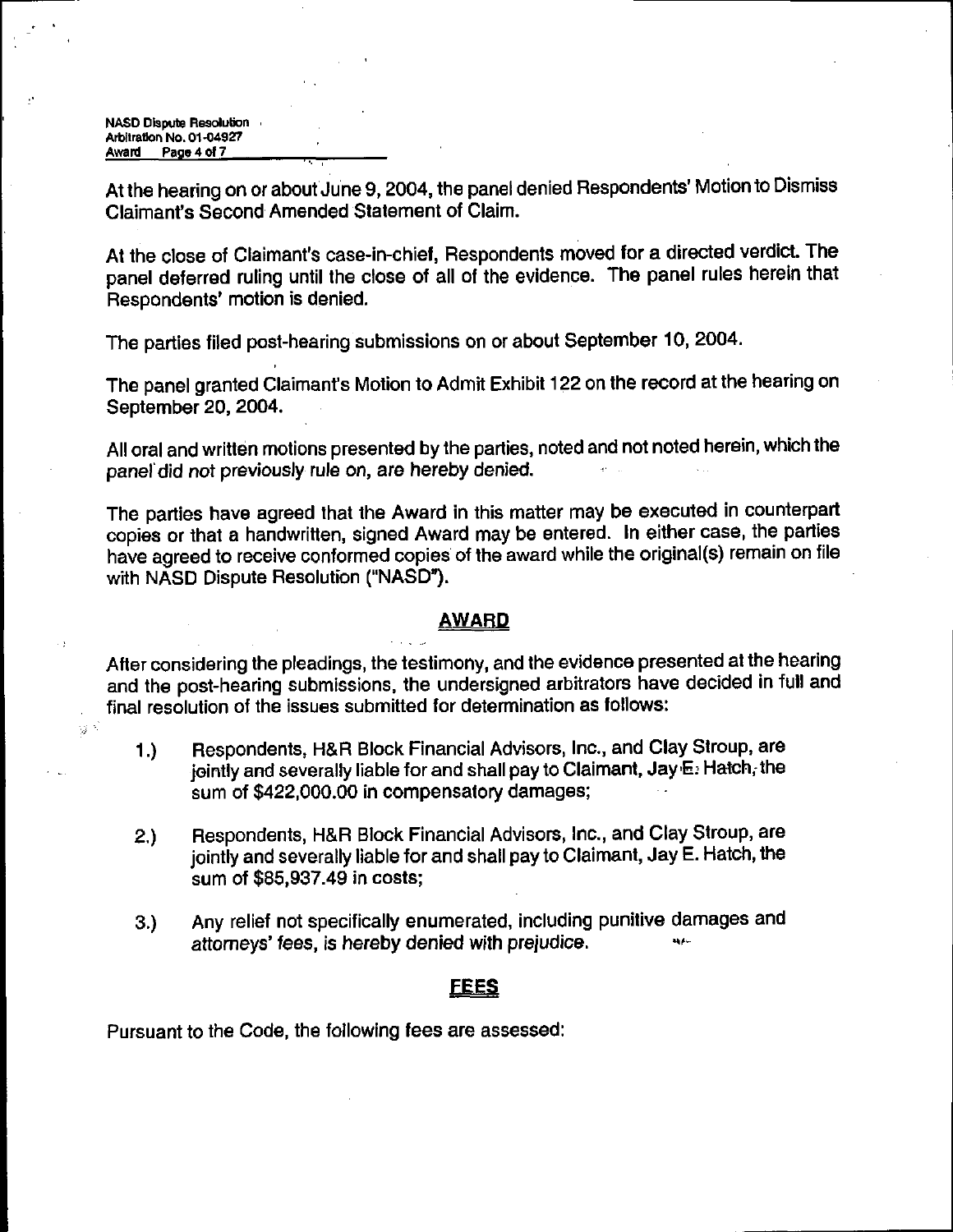At the hearing on or about June 9, 2004, the panel denied Respondents' Motion to Dismiss Claimant's Second Amended Statement of Claim.

At the close of Claimant's case-in-chief, Respondents moved for a directed verdict. The panel deferred ruling until the close of all of the evidence. The panel rules herein that Respondents' motion is denied.

The parties filed post-hearing submissions on or about September 10, 2004.

The panel granted Claimant's Motion to Admit Exhibit 122 on the record at the hearing on September 20, 2004.

All oral and written motions presented by the parties, noted and not noted herein, which the panel did not previously rule on, are hereby denied.

The parties have agreed that the Award in this matter may be executed in counterpart copies or that a handwritten, signed Award may be entered. In either case, the parties have agreed to receive conformed copies of the award while the original(s) remain on file with NASD Dispute Resolution ("NASD").

## AWARD

After considering the pleadings, the testimony, and the evidence presented at the hearing and the post-hearing submissions, the undersigned arbitrators have decided in full and final resolution of the issues submitted for determination as follows:

1.) Respondents, H&R Block Financial Advisors, Inc., and Clay Stroup, are jointly and severally liable for and shall pay to Claimant, Jay E. Hatch, the sum of $422,000.00 in compensatory damages;

2.) Respondents, H&R Block Financial Advisors, Inc., and Clay Stroup, are jointly and severally liable for and shall pay to Claimant, Jay E. Hatch, the sum of $85,937.49 in costs;

3.) Any relief not specifically enumerated, including punitive damages and attorneys' fees, is hereby denied with prejudice.

## FEES

Pursuant to the Code, the following fees are assessed: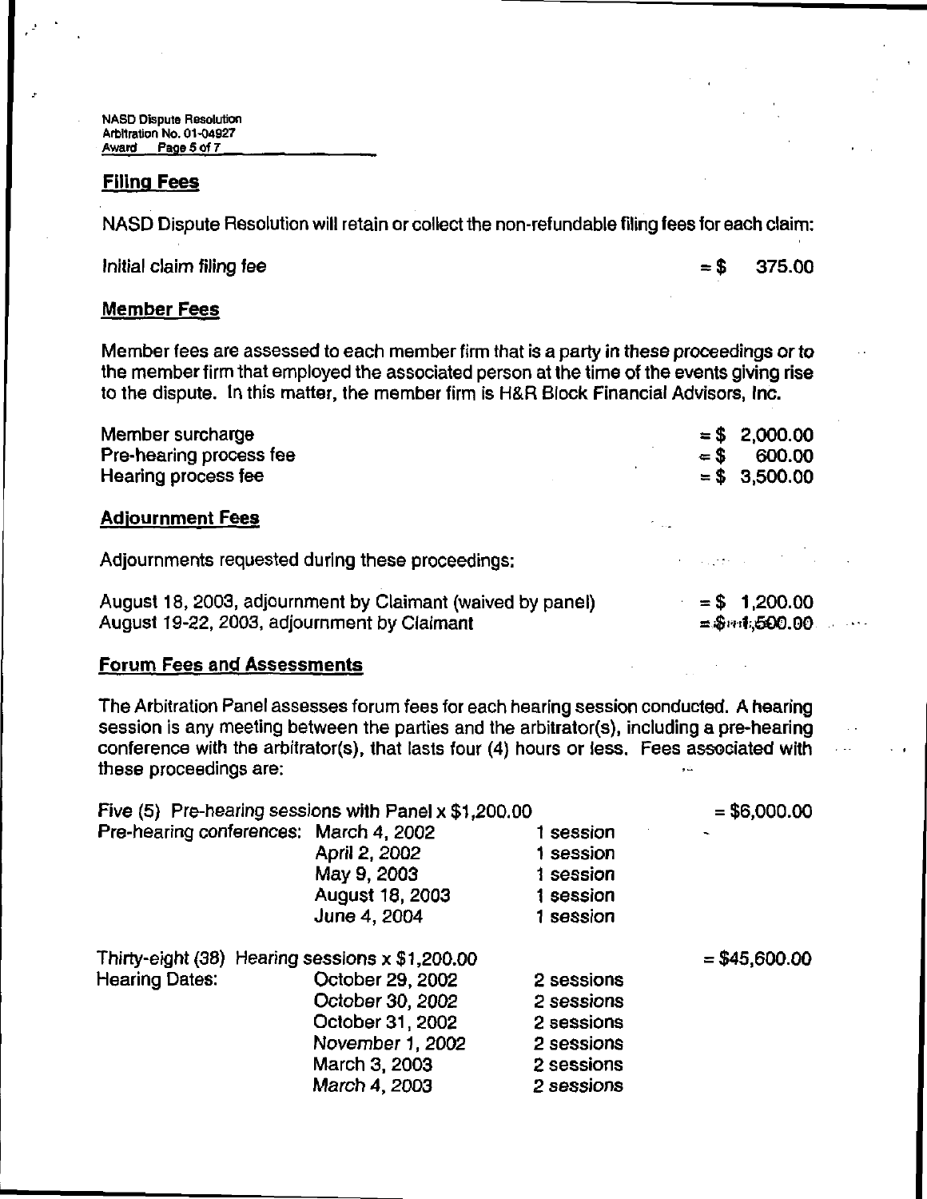## Filing Fees

NASD Dispute Resolution will retain or collect the non-refundable filing fees for each claim:

| | |
|---|---|
| Initial claim filing fee | = $ 375.00 |

## Member Fees

Member fees are assessed to each member firm that is a party in these proceedings or to the member firm that employed the associated person at the time of the events giving rise to the dispute. In this matter, the member firm is H&R Block Financial Advisors, Inc.

| | |
|---|---|
| Member surcharge | = $ 2,000.00 |
| Pre-hearing process fee | = $ 600.00 |
| Hearing process fee | = $ 3,500.00 |

## Adjournment Fees

Adjournments requested during these proceedings:

| | |
|---|---|
| August 18, 2003, adjournment by Claimant (waived by panel) | = $ 1,200.00 |
| August 19-22, 2003, adjournment by Claimant | = $ 1,500.00 |

## Forum Fees and Assessments

The Arbitration Panel assesses forum fees for each hearing session conducted. A hearing session is any meeting between the parties and the arbitrator(s), including a pre-hearing conference with the arbitrator(s), that lasts four (4) hours or less. Fees associated with these proceedings are:

| | | | |
|---|---|---|---|
| Five (5) Pre-hearing sessions with Panel x $1,200.00 | | | = $6,000.00 |
| Pre-hearing conferences: | March 4, 2002 | 1 session | |
| | April 2, 2002 | 1 session | |
| | May 9, 2003 | 1 session | |
| | August 18, 2003 | 1 session | |
| | June 4, 2004 | 1 session | |
| Thirty-eight (38) Hearing sessions x $1,200.00 | | | = $45,600.00 |
| Hearing Dates: | October 29, 2002 | 2 sessions | |
| | October 30, 2002 | 2 sessions | |
| | October 31, 2002 | 2 sessions | |
| | November 1, 2002 | 2 sessions | |
| | March 3, 2003 | 2 sessions | |
| | March 4, 2003 | 2 sessions | |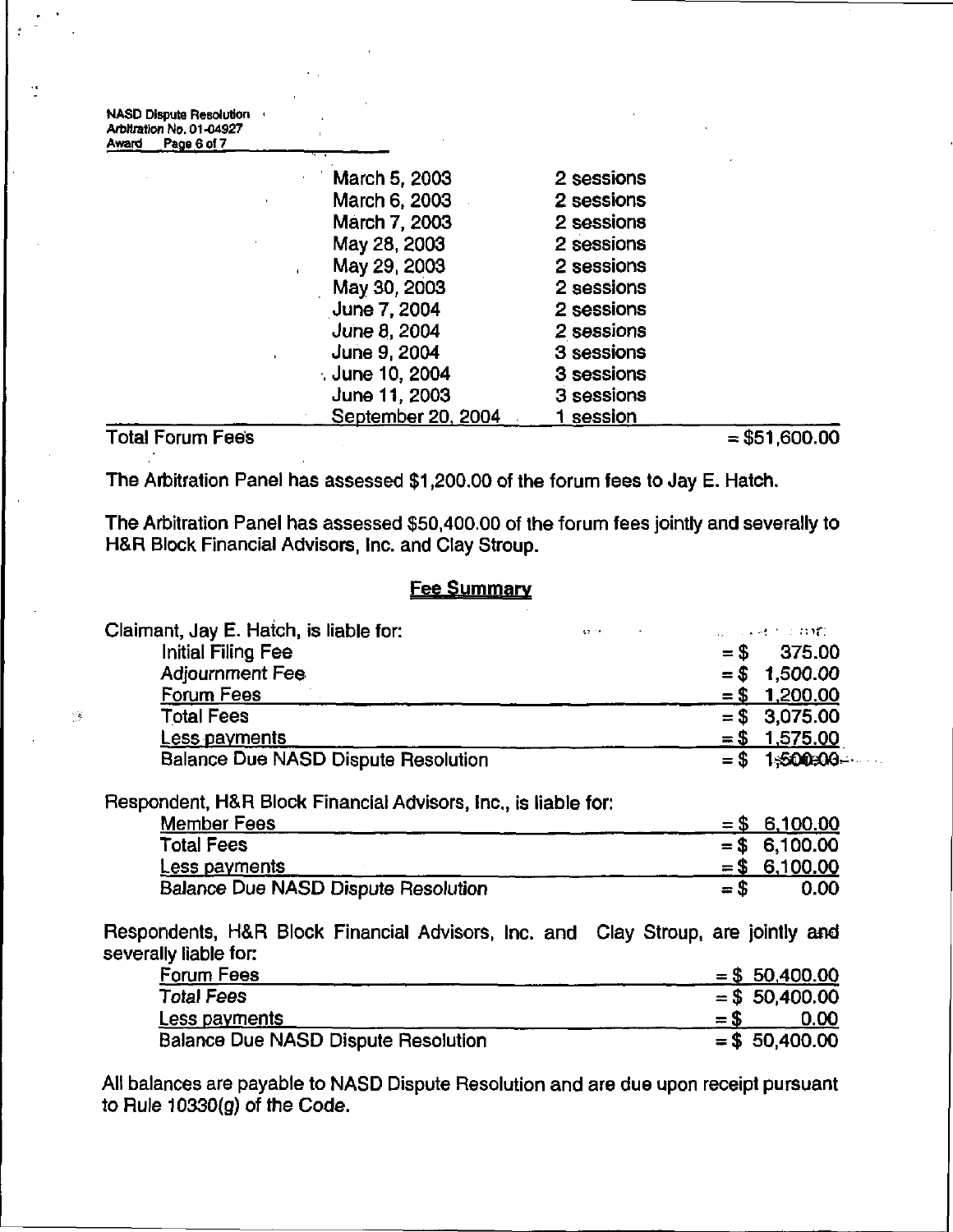| | | |
|---|---|---|
| | March 5, 2003 | 2 sessions |
| | March 6, 2003 | 2 sessions |
| | March 7, 2003 | 2 sessions |
| | May 28, 2003 | 2 sessions |
| | May 29, 2003 | 2 sessions |
| | May 30, 2003 | 2 sessions |
| | June 7, 2004 | 2 sessions |
| | June 8, 2004 | 2 sessions |
| | June 9, 2004 | 3 sessions |
| | June 10, 2004 | 3 sessions |
| | June 11, 2003 | 3 sessions |
| | September 20, 2004 | 1 session |
| Total Forum Fees | | = $51,600.00 |

The Arbitration Panel has assessed $1,200.00 of the forum fees to Jay E. Hatch.

The Arbitration Panel has assessed $50,400.00 of the forum fees jointly and severally to H&R Block Financial Advisors, Inc. and Clay Stroup.

## Fee Summary

Claimant, Jay E. Hatch, is liable for:

| | |
|---|---|
| Initial Filing Fee | = $ 375.00 |
| Adjournment Fee | = $ 1,500.00 |
| Forum Fees | = $ 1,200.00 |
| Total Fees | = $ 3,075.00 |
| Less payments | = $ 1,575.00 |
| Balance Due NASD Dispute Resolution | = $ 1,500.00 |

Respondent, H&R Block Financial Advisors, Inc., is liable for:

| | |
|---|---|
| Member Fees | = $ 6,100.00 |
| Total Fees | = $ 6,100.00 |
| Less payments | = $ 6,100.00 |
| Balance Due NASD Dispute Resolution | = $ 0.00 |

Respondents, H&R Block Financial Advisors, Inc. and Clay Stroup, are jointly and severally liable for:

| | |
|---|---|
| Forum Fees | = $ 50,400.00 |
| Total Fees | = $ 50,400.00 |
| Less payments | = $ 0.00 |
| Balance Due NASD Dispute Resolution | = $ 50,400.00 |

All balances are payable to NASD Dispute Resolution and are due upon receipt pursuant to Rule 10330(g) of the Code.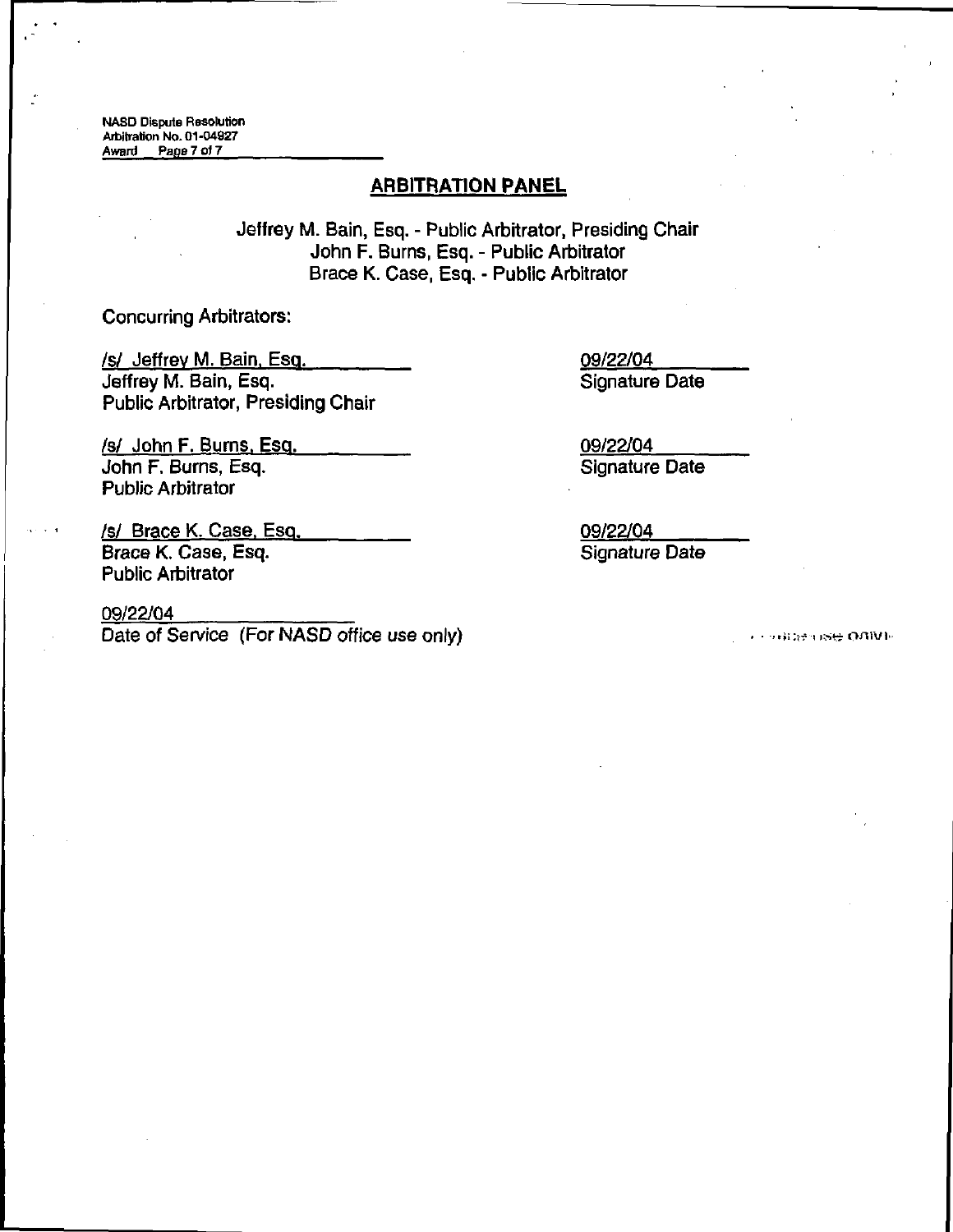NASD Dispute Resolution
Arbitration No. 01-04927
Award

## ARBITRATION PANEL

Jeffrey M. Bain, Esq. - Public Arbitrator, Presiding Chair
John F. Burns, Esq. - Public Arbitrator
Brace K. Case, Esq. - Public Arbitrator

Concurring Arbitrators:

/s/ Jeffrey M. Bain, Esq.
Jeffrey M. Bain, Esq.
Public Arbitrator, Presiding Chair

09/22/04
Signature Date

/s/ John F. Burns, Esq.
John F. Burns, Esq.
Public Arbitrator

09/22/04
Signature Date

/s/ Brace K. Case, Esq.
Brace K. Case, Esq.
Public Arbitrator

09/22/04
Signature Date

09/22/04
Date of Service (For NASD office use only)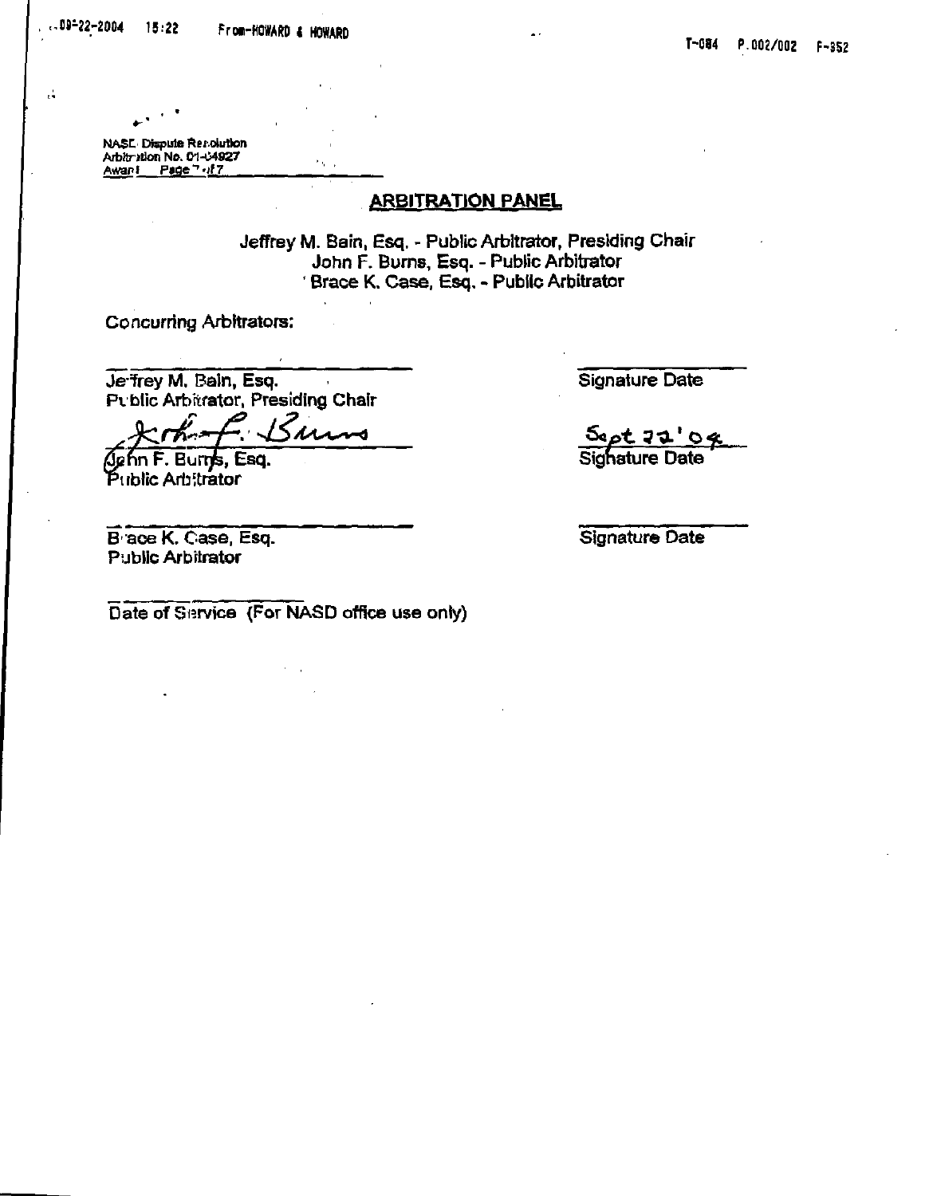NASD Dispute Resolution
Arbitration No. 01-04927
Award Page 7 of 7

## ARBITRATION PANEL

Jeffrey M. Bain, Esq. - Public Arbitrator, Presiding Chair
John F. Burns, Esq. - Public Arbitrator
Brace K. Case, Esq. - Public Arbitrator

Concurring Arbitrators:

| | |
|---|---|
| Jeffrey M. Bain, Esq.<br>Public Arbitrator, Presiding Chair | Signature Date |
| John F. Burns, Esq.<br>Public Arbitrator | Sept 22 '04<br>Signature Date |
| Brace K. Case, Esq.<br>Public Arbitrator | Signature Date |

Date of Service (For NASD office use only)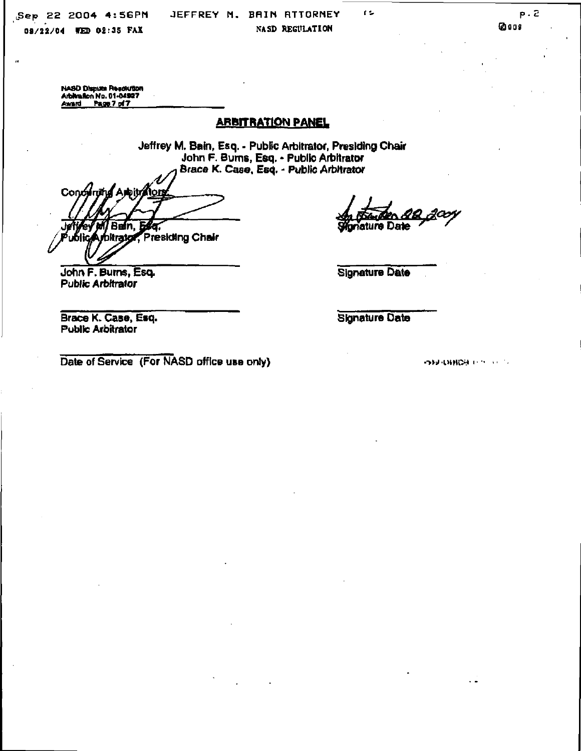NASD Dispute Resolution
Arbitration No. 01-04927
Award

## ARBITRATION PANEL

Jeffrey M. Bain, Esq. - Public Arbitrator, Presiding Chair
John F. Burns, Esq. - Public Arbitrator
Brace K. Case, Esq. - Public Arbitrator

Concurring Arbitrators:

Jeffrey M. Bain, Esq.
Public Arbitrator, Presiding Chair

September 22, 2004
Signature Date

John F. Burns, Esq.
Public Arbitrator

Signature Date

Brace K. Case, Esq.
Public Arbitrator

Signature Date

Date of Service (For NASD office use only)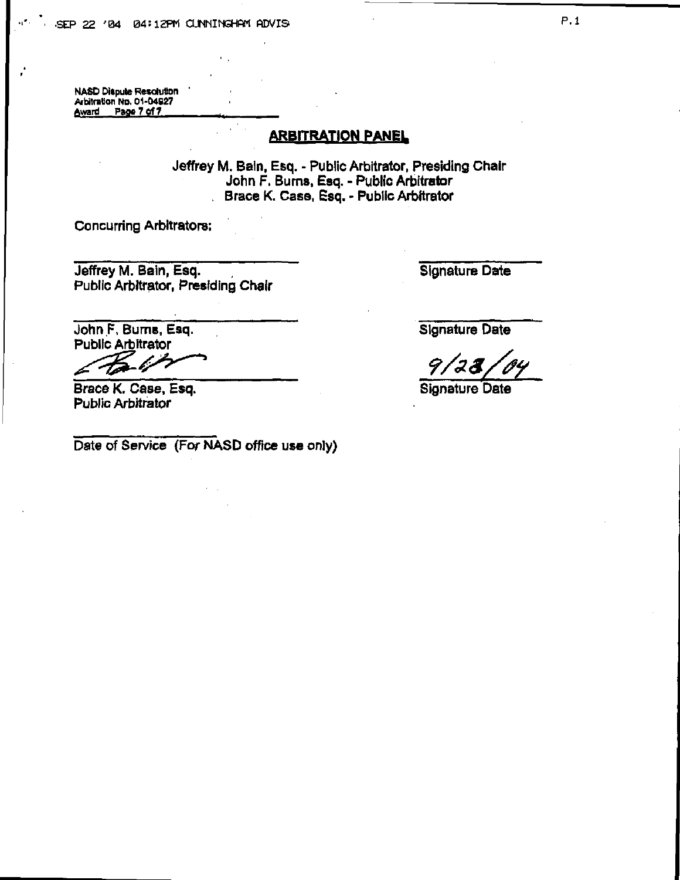NASD Dispute Resolution
Arbitration No. 01-04627
Award

## ARBITRATION PANEL

Jeffrey M. Bain, Esq. - Public Arbitrator, Presiding Chair
John F. Burns, Esq. - Public Arbitrator
Brace K. Case, Esq. - Public Arbitrator

Concurring Arbitrators:

| | |
|---|---|
| Jeffrey M. Bain, Esq. Public Arbitrator, Presiding Chair | Signature Date |
| John F. Burns, Esq. Public Arbitrator | Signature Date |
| Brace K. Case, Esq. Public Arbitrator | 9/23/04 Signature Date |

Date of Service (For NASD office use only)